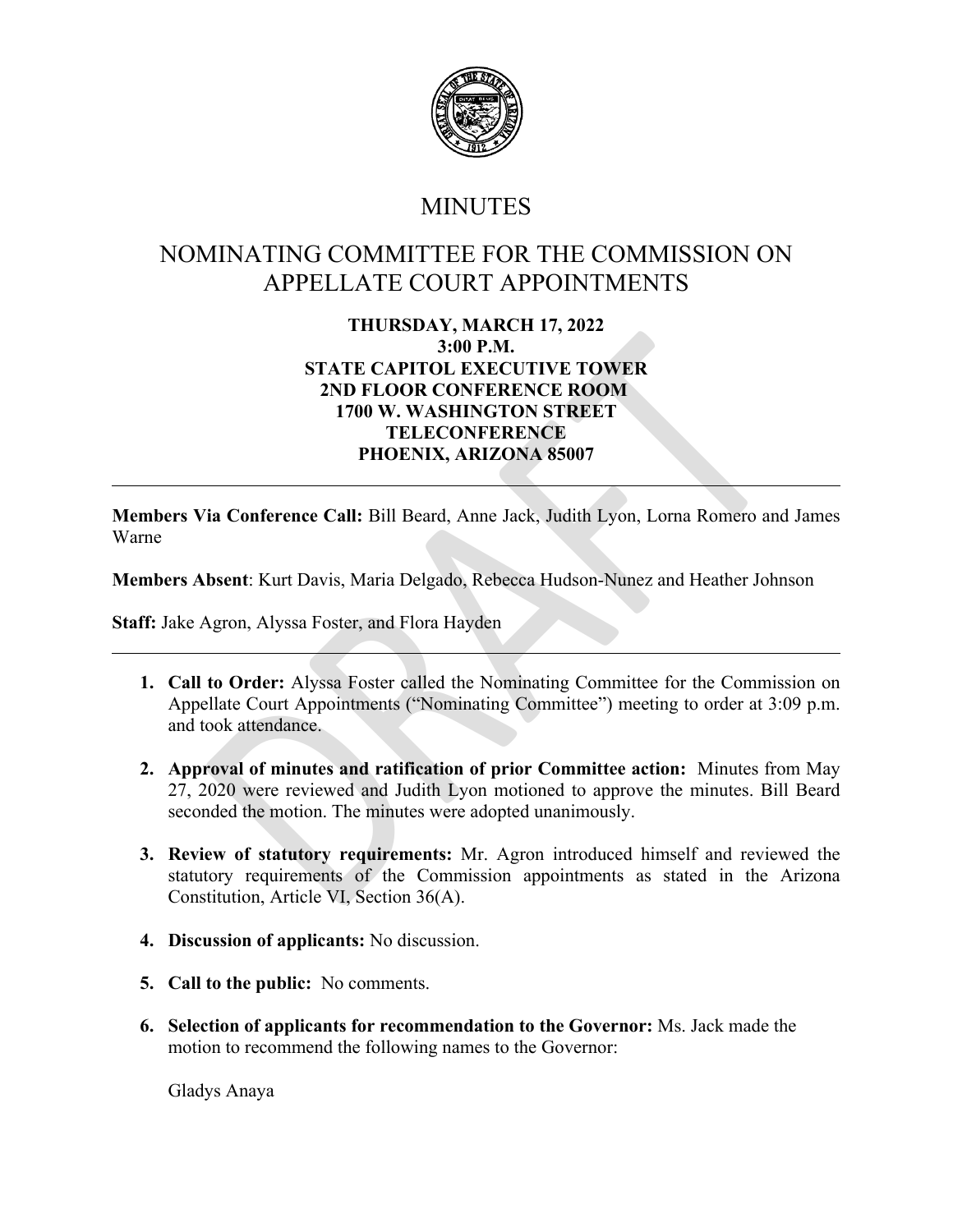# MINUTES

# NOMINATING COMMITTEE FOR THE COMMISSION ON APPELLATE COURT APPOINTMENTS

**THURSDAY, MARCH 17, 2022**
**3:00 P.M.**
**STATE CAPITOL EXECUTIVE TOWER**
**2ND FLOOR CONFERENCE ROOM**
**1700 W. WASHINGTON STREET**
**TELECONFERENCE**
**PHOENIX, ARIZONA 85007**

---

**Members Via Conference Call:** Bill Beard, Anne Jack, Judith Lyon, Lorna Romero and James Warne

**Members Absent**: Kurt Davis, Maria Delgado, Rebecca Hudson-Nunez and Heather Johnson

**Staff:** Jake Agron, Alyssa Foster, and Flora Hayden

---

1. **Call to Order:** Alyssa Foster called the Nominating Committee for the Commission on Appellate Court Appointments ("Nominating Committee") meeting to order at 3:09 p.m. and took attendance.

2. **Approval of minutes and ratification of prior Committee action:** Minutes from May 27, 2020 were reviewed and Judith Lyon motioned to approve the minutes. Bill Beard seconded the motion. The minutes were adopted unanimously.

3. **Review of statutory requirements:** Mr. Agron introduced himself and reviewed the statutory requirements of the Commission appointments as stated in the Arizona Constitution, Article VI, Section 36(A).

4. **Discussion of applicants:** No discussion.

5. **Call to the public:** No comments.

6. **Selection of applicants for recommendation to the Governor:** Ms. Jack made the motion to recommend the following names to the Governor:

   Gladys Anaya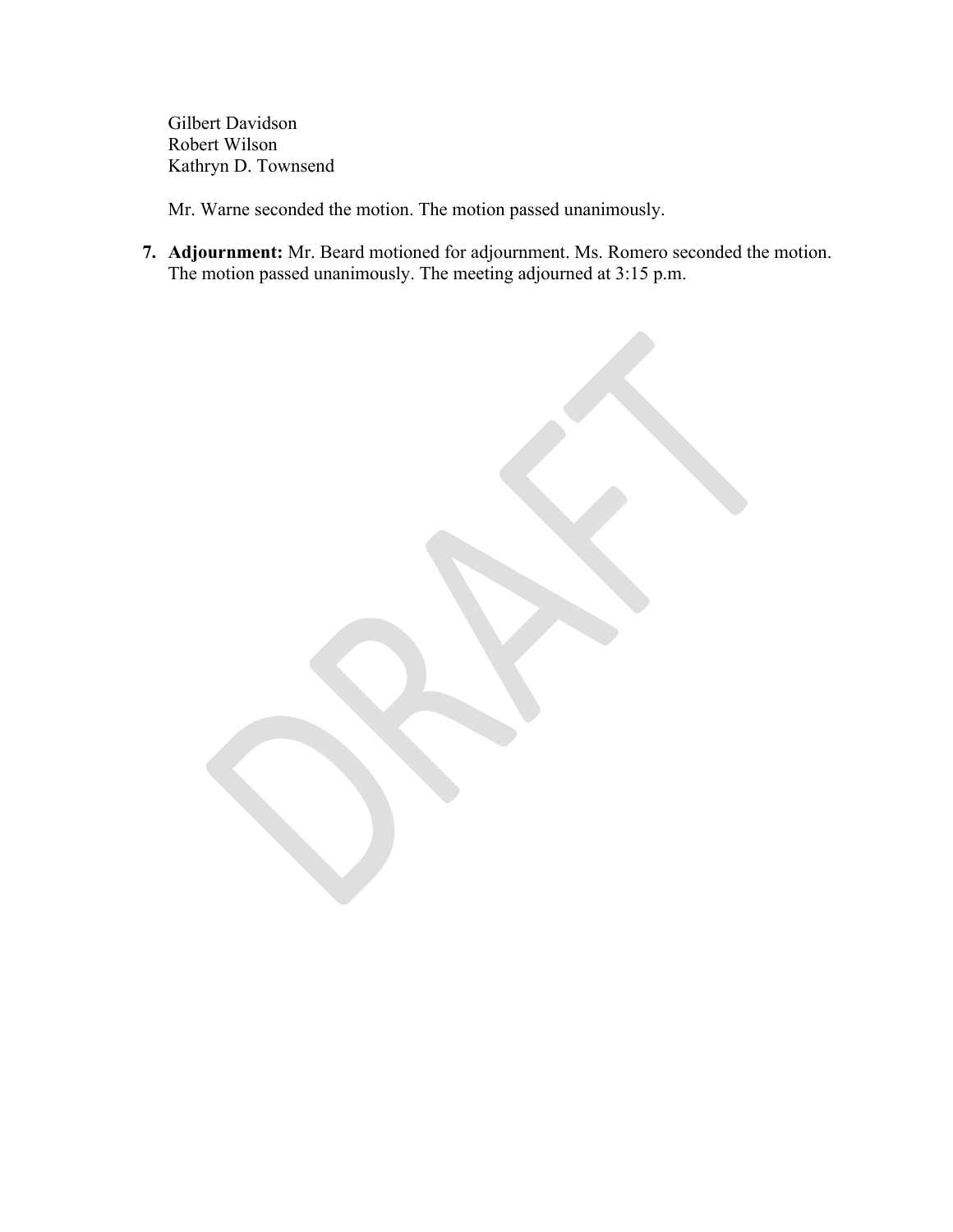Gilbert Davidson
Robert Wilson
Kathryn D. Townsend

Mr. Warne seconded the motion. The motion passed unanimously.

7. **Adjournment:** Mr. Beard motioned for adjournment. Ms. Romero seconded the motion. The motion passed unanimously. The meeting adjourned at 3:15 p.m.

DRAFT